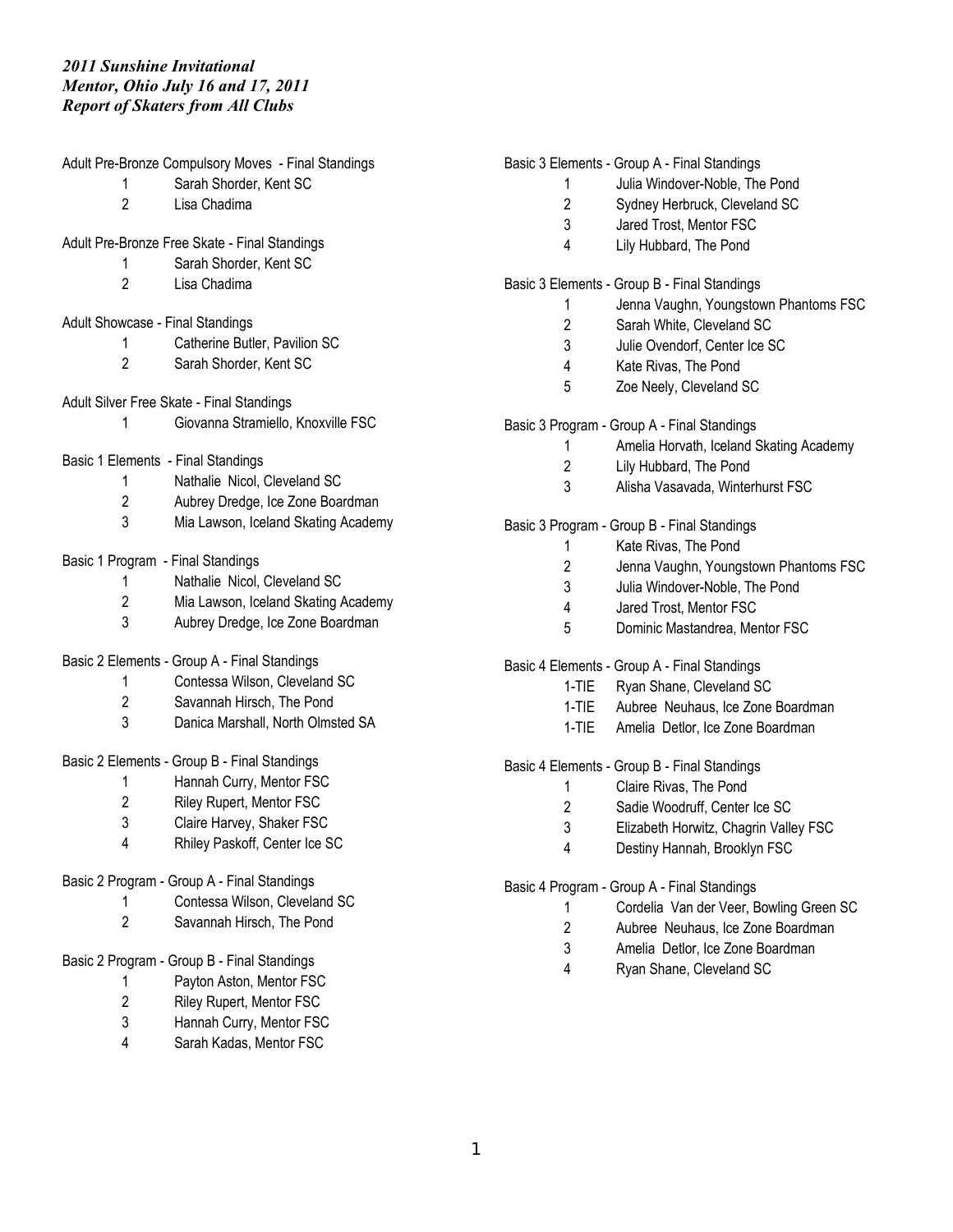***2011 Sunshine Invitational***
***Mentor, Ohio July 16 and 17, 2011***
***Report of Skaters from All Clubs***

Adult Pre-Bronze Compulsory Moves - Final Standings

1 Sarah Shorder, Kent SC
2 Lisa Chadima

Adult Pre-Bronze Free Skate - Final Standings

1 Sarah Shorder, Kent SC
2 Lisa Chadima

Adult Showcase - Final Standings

1 Catherine Butler, Pavilion SC
2 Sarah Shorder, Kent SC

Adult Silver Free Skate - Final Standings

1 Giovanna Stramiello, Knoxville FSC

Basic 1 Elements - Final Standings

1 Nathalie Nicol, Cleveland SC
2 Aubrey Dredge, Ice Zone Boardman
3 Mia Lawson, Iceland Skating Academy

Basic 1 Program - Final Standings

1 Nathalie Nicol, Cleveland SC
2 Mia Lawson, Iceland Skating Academy
3 Aubrey Dredge, Ice Zone Boardman

Basic 2 Elements - Group A - Final Standings

1 Contessa Wilson, Cleveland SC
2 Savannah Hirsch, The Pond
3 Danica Marshall, North Olmsted SA

Basic 2 Elements - Group B - Final Standings

1 Hannah Curry, Mentor FSC
2 Riley Rupert, Mentor FSC
3 Claire Harvey, Shaker FSC
4 Rhiley Paskoff, Center Ice SC

Basic 2 Program - Group A - Final Standings

1 Contessa Wilson, Cleveland SC
2 Savannah Hirsch, The Pond

Basic 2 Program - Group B - Final Standings

1 Payton Aston, Mentor FSC
2 Riley Rupert, Mentor FSC
3 Hannah Curry, Mentor FSC
4 Sarah Kadas, Mentor FSC

Basic 3 Elements - Group A - Final Standings

1 Julia Windover-Noble, The Pond
2 Sydney Herbruck, Cleveland SC
3 Jared Trost, Mentor FSC
4 Lily Hubbard, The Pond

Basic 3 Elements - Group B - Final Standings

1 Jenna Vaughn, Youngstown Phantoms FSC
2 Sarah White, Cleveland SC
3 Julie Ovendorf, Center Ice SC
4 Kate Rivas, The Pond
5 Zoe Neely, Cleveland SC

Basic 3 Program - Group A - Final Standings

1 Amelia Horvath, Iceland Skating Academy
2 Lily Hubbard, The Pond
3 Alisha Vasavada, Winterhurst FSC

Basic 3 Program - Group B - Final Standings

1 Kate Rivas, The Pond
2 Jenna Vaughn, Youngstown Phantoms FSC
3 Julia Windover-Noble, The Pond
4 Jared Trost, Mentor FSC
5 Dominic Mastandrea, Mentor FSC

Basic 4 Elements - Group A - Final Standings

1-TIE Ryan Shane, Cleveland SC
1-TIE Aubree Neuhaus, Ice Zone Boardman
1-TIE Amelia Detlor, Ice Zone Boardman

Basic 4 Elements - Group B - Final Standings

1 Claire Rivas, The Pond
2 Sadie Woodruff, Center Ice SC
3 Elizabeth Horwitz, Chagrin Valley FSC
4 Destiny Hannah, Brooklyn FSC

Basic 4 Program - Group A - Final Standings

1 Cordelia Van der Veer, Bowling Green SC
2 Aubree Neuhaus, Ice Zone Boardman
3 Amelia Detlor, Ice Zone Boardman
4 Ryan Shane, Cleveland SC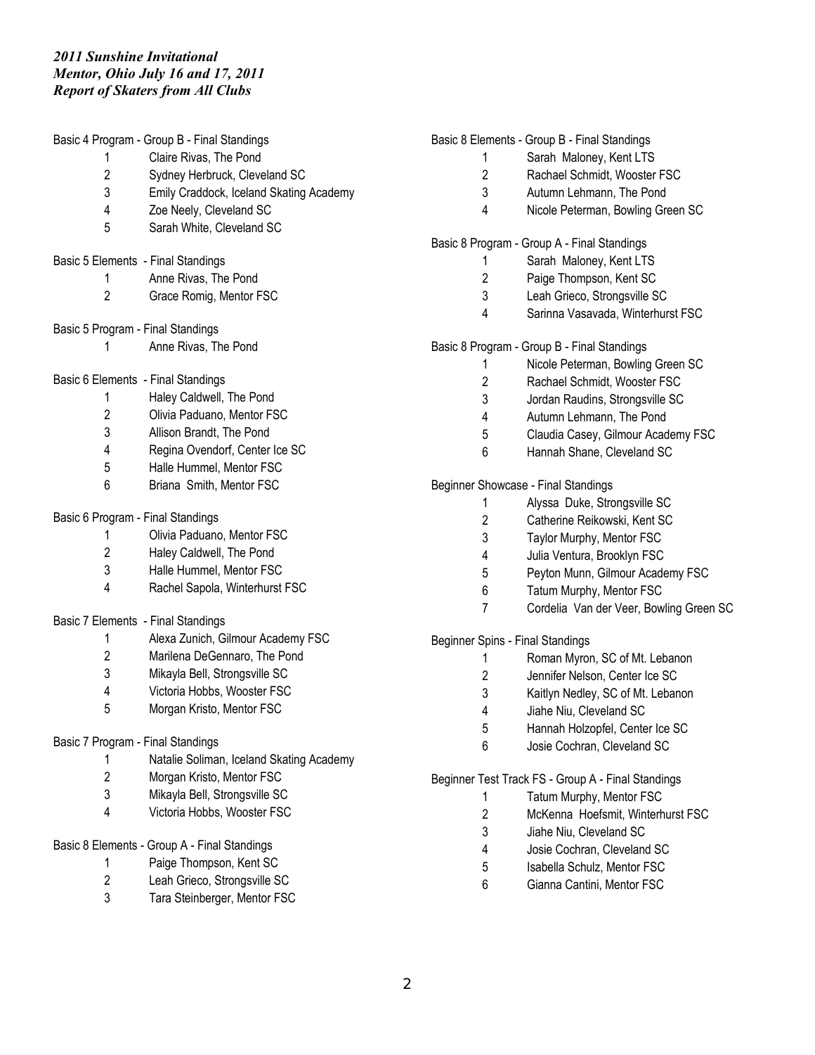*2011 Sunshine Invitational*
*Mentor, Ohio July 16 and 17, 2011*
*Report of Skaters from All Clubs*

Basic 4 Program - Group B - Final Standings

1. Claire Rivas, The Pond
2. Sydney Herbruck, Cleveland SC
3. Emily Craddock, Iceland Skating Academy
4. Zoe Neely, Cleveland SC
5. Sarah White, Cleveland SC

Basic 5 Elements - Final Standings

1. Anne Rivas, The Pond
2. Grace Romig, Mentor FSC

Basic 5 Program - Final Standings

1. Anne Rivas, The Pond

Basic 6 Elements - Final Standings

1. Haley Caldwell, The Pond
2. Olivia Paduano, Mentor FSC
3. Allison Brandt, The Pond
4. Regina Ovendorf, Center Ice SC
5. Halle Hummel, Mentor FSC
6. Briana Smith, Mentor FSC

Basic 6 Program - Final Standings

1. Olivia Paduano, Mentor FSC
2. Haley Caldwell, The Pond
3. Halle Hummel, Mentor FSC
4. Rachel Sapola, Winterhurst FSC

Basic 7 Elements - Final Standings

1. Alexa Zunich, Gilmour Academy FSC
2. Marilena DeGennaro, The Pond
3. Mikayla Bell, Strongsville SC
4. Victoria Hobbs, Wooster FSC
5. Morgan Kristo, Mentor FSC

Basic 7 Program - Final Standings

1. Natalie Soliman, Iceland Skating Academy
2. Morgan Kristo, Mentor FSC
3. Mikayla Bell, Strongsville SC
4. Victoria Hobbs, Wooster FSC

Basic 8 Elements - Group A - Final Standings

1. Paige Thompson, Kent SC
2. Leah Grieco, Strongsville SC
3. Tara Steinberger, Mentor FSC

Basic 8 Elements - Group B - Final Standings

1. Sarah Maloney, Kent LTS
2. Rachael Schmidt, Wooster FSC
3. Autumn Lehmann, The Pond
4. Nicole Peterman, Bowling Green SC

Basic 8 Program - Group A - Final Standings

1. Sarah Maloney, Kent LTS
2. Paige Thompson, Kent SC
3. Leah Grieco, Strongsville SC
4. Sarinna Vasavada, Winterhurst FSC

Basic 8 Program - Group B - Final Standings

1. Nicole Peterman, Bowling Green SC
2. Rachael Schmidt, Wooster FSC
3. Jordan Raudins, Strongsville SC
4. Autumn Lehmann, The Pond
5. Claudia Casey, Gilmour Academy FSC
6. Hannah Shane, Cleveland SC

Beginner Showcase - Final Standings

1. Alyssa Duke, Strongsville SC
2. Catherine Reikowski, Kent SC
3. Taylor Murphy, Mentor FSC
4. Julia Ventura, Brooklyn FSC
5. Peyton Munn, Gilmour Academy FSC
6. Tatum Murphy, Mentor FSC
7. Cordelia Van der Veer, Bowling Green SC

Beginner Spins - Final Standings

1. Roman Myron, SC of Mt. Lebanon
2. Jennifer Nelson, Center Ice SC
3. Kaitlyn Nedley, SC of Mt. Lebanon
4. Jiahe Niu, Cleveland SC
5. Hannah Holzopfel, Center Ice SC
6. Josie Cochran, Cleveland SC

Beginner Test Track FS - Group A - Final Standings

1. Tatum Murphy, Mentor FSC
2. McKenna Hoefsmit, Winterhurst FSC
3. Jiahe Niu, Cleveland SC
4. Josie Cochran, Cleveland SC
5. Isabella Schulz, Mentor FSC
6. Gianna Cantini, Mentor FSC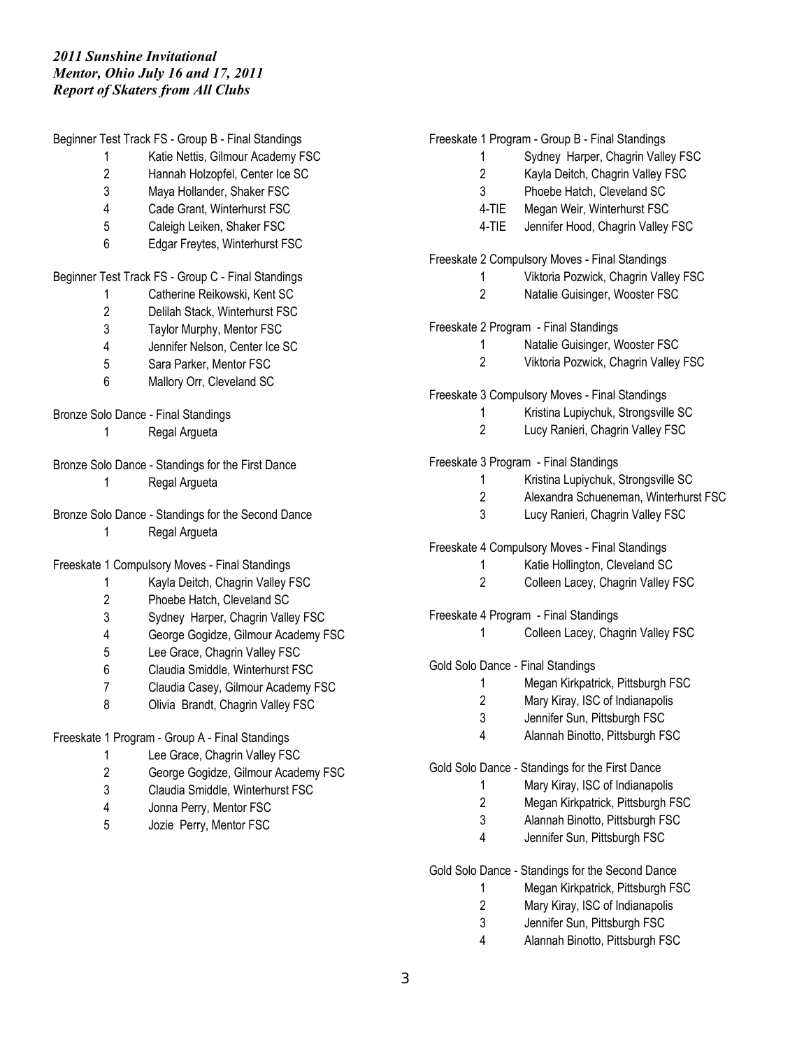***2011 Sunshine Invitational***
***Mentor, Ohio July 16 and 17, 2011***
***Report of Skaters from All Clubs***

Beginner Test Track FS - Group B - Final Standings

1 Katie Nettis, Gilmour Academy FSC
2 Hannah Holzopfel, Center Ice SC
3 Maya Hollander, Shaker FSC
4 Cade Grant, Winterhurst FSC
5 Caleigh Leiken, Shaker FSC
6 Edgar Freytes, Winterhurst FSC

Beginner Test Track FS - Group C - Final Standings

1 Catherine Reikowski, Kent SC
2 Delilah Stack, Winterhurst FSC
3 Taylor Murphy, Mentor FSC
4 Jennifer Nelson, Center Ice SC
5 Sara Parker, Mentor FSC
6 Mallory Orr, Cleveland SC

Bronze Solo Dance - Final Standings

1 Regal Argueta

Bronze Solo Dance - Standings for the First Dance

1 Regal Argueta

Bronze Solo Dance - Standings for the Second Dance

1 Regal Argueta

Freeskate 1 Compulsory Moves - Final Standings

1 Kayla Deitch, Chagrin Valley FSC
2 Phoebe Hatch, Cleveland SC
3 Sydney Harper, Chagrin Valley FSC
4 George Gogidze, Gilmour Academy FSC
5 Lee Grace, Chagrin Valley FSC
6 Claudia Smiddle, Winterhurst FSC
7 Claudia Casey, Gilmour Academy FSC
8 Olivia Brandt, Chagrin Valley FSC

Freeskate 1 Program - Group A - Final Standings

1 Lee Grace, Chagrin Valley FSC
2 George Gogidze, Gilmour Academy FSC
3 Claudia Smiddle, Winterhurst FSC
4 Jonna Perry, Mentor FSC
5 Jozie Perry, Mentor FSC

Freeskate 1 Program - Group B - Final Standings

1 Sydney Harper, Chagrin Valley FSC
2 Kayla Deitch, Chagrin Valley FSC
3 Phoebe Hatch, Cleveland SC
4-TIE Megan Weir, Winterhurst FSC
4-TIE Jennifer Hood, Chagrin Valley FSC

Freeskate 2 Compulsory Moves - Final Standings

1 Viktoria Pozwick, Chagrin Valley FSC
2 Natalie Guisinger, Wooster FSC

Freeskate 2 Program - Final Standings

1 Natalie Guisinger, Wooster FSC
2 Viktoria Pozwick, Chagrin Valley FSC

Freeskate 3 Compulsory Moves - Final Standings

1 Kristina Lupiychuk, Strongsville SC
2 Lucy Ranieri, Chagrin Valley FSC

Freeskate 3 Program - Final Standings

1 Kristina Lupiychuk, Strongsville SC
2 Alexandra Schueneman, Winterhurst FSC
3 Lucy Ranieri, Chagrin Valley FSC

Freeskate 4 Compulsory Moves - Final Standings

1 Katie Hollington, Cleveland SC
2 Colleen Lacey, Chagrin Valley FSC

Freeskate 4 Program - Final Standings

1 Colleen Lacey, Chagrin Valley FSC

Gold Solo Dance - Final Standings

1 Megan Kirkpatrick, Pittsburgh FSC
2 Mary Kiray, ISC of Indianapolis
3 Jennifer Sun, Pittsburgh FSC
4 Alannah Binotto, Pittsburgh FSC

Gold Solo Dance - Standings for the First Dance

1 Mary Kiray, ISC of Indianapolis
2 Megan Kirkpatrick, Pittsburgh FSC
3 Alannah Binotto, Pittsburgh FSC
4 Jennifer Sun, Pittsburgh FSC

Gold Solo Dance - Standings for the Second Dance

1 Megan Kirkpatrick, Pittsburgh FSC
2 Mary Kiray, ISC of Indianapolis
3 Jennifer Sun, Pittsburgh FSC
4 Alannah Binotto, Pittsburgh FSC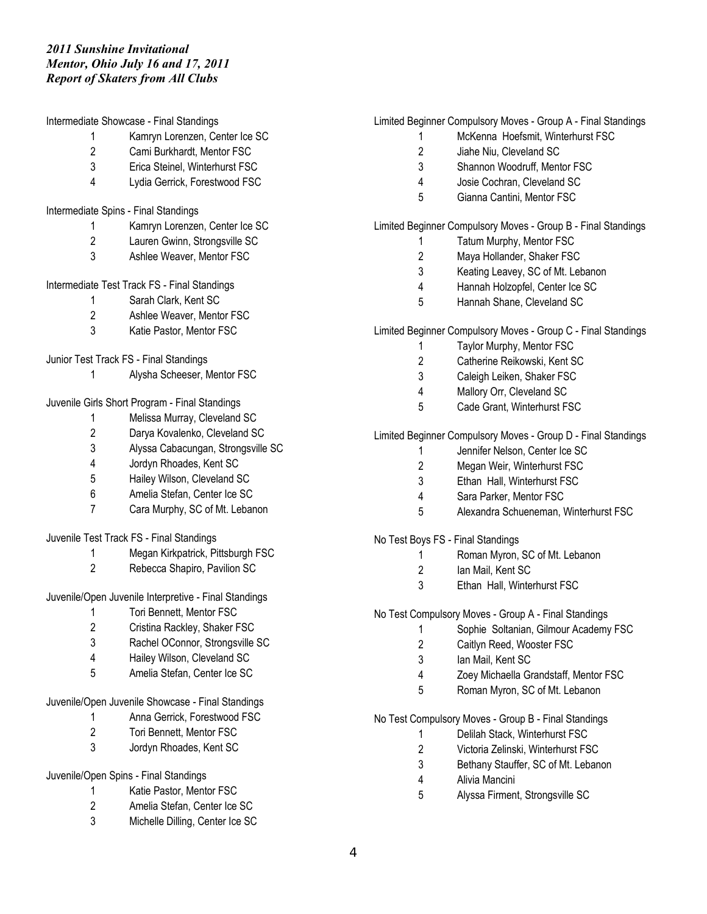*2011 Sunshine Invitational*
*Mentor, Ohio July 16 and 17, 2011*
*Report of Skaters from All Clubs*

Intermediate Showcase - Final Standings

1. Kamryn Lorenzen, Center Ice SC
2. Cami Burkhardt, Mentor FSC
3. Erica Steinel, Winterhurst FSC
4. Lydia Gerrick, Forestwood FSC

Intermediate Spins - Final Standings

1. Kamryn Lorenzen, Center Ice SC
2. Lauren Gwinn, Strongsville SC
3. Ashlee Weaver, Mentor FSC

Intermediate Test Track FS - Final Standings

1. Sarah Clark, Kent SC
2. Ashlee Weaver, Mentor FSC
3. Katie Pastor, Mentor FSC

Junior Test Track FS - Final Standings

1. Alysha Scheeser, Mentor FSC

Juvenile Girls Short Program - Final Standings

1. Melissa Murray, Cleveland SC
2. Darya Kovalenko, Cleveland SC
3. Alyssa Cabacungan, Strongsville SC
4. Jordyn Rhoades, Kent SC
5. Hailey Wilson, Cleveland SC
6. Amelia Stefan, Center Ice SC
7. Cara Murphy, SC of Mt. Lebanon

Juvenile Test Track FS - Final Standings

1. Megan Kirkpatrick, Pittsburgh FSC
2. Rebecca Shapiro, Pavilion SC

Juvenile/Open Juvenile Interpretive - Final Standings

1. Tori Bennett, Mentor FSC
2. Cristina Rackley, Shaker FSC
3. Rachel OConnor, Strongsville SC
4. Hailey Wilson, Cleveland SC
5. Amelia Stefan, Center Ice SC

Juvenile/Open Juvenile Showcase - Final Standings

1. Anna Gerrick, Forestwood FSC
2. Tori Bennett, Mentor FSC
3. Jordyn Rhoades, Kent SC

Juvenile/Open Spins - Final Standings

1. Katie Pastor, Mentor FSC
2. Amelia Stefan, Center Ice SC
3. Michelle Dilling, Center Ice SC

Limited Beginner Compulsory Moves - Group A - Final Standings

1. McKenna Hoefsmit, Winterhurst FSC
2. Jiahe Niu, Cleveland SC
3. Shannon Woodruff, Mentor FSC
4. Josie Cochran, Cleveland SC
5. Gianna Cantini, Mentor FSC

Limited Beginner Compulsory Moves - Group B - Final Standings

1. Tatum Murphy, Mentor FSC
2. Maya Hollander, Shaker FSC
3. Keating Leavey, SC of Mt. Lebanon
4. Hannah Holzopfel, Center Ice SC
5. Hannah Shane, Cleveland SC

Limited Beginner Compulsory Moves - Group C - Final Standings

1. Taylor Murphy, Mentor FSC
2. Catherine Reikowski, Kent SC
3. Caleigh Leiken, Shaker FSC
4. Mallory Orr, Cleveland SC
5. Cade Grant, Winterhurst FSC

Limited Beginner Compulsory Moves - Group D - Final Standings

1. Jennifer Nelson, Center Ice SC
2. Megan Weir, Winterhurst FSC
3. Ethan Hall, Winterhurst FSC
4. Sara Parker, Mentor FSC
5. Alexandra Schueneman, Winterhurst FSC

No Test Boys FS - Final Standings

1. Roman Myron, SC of Mt. Lebanon
2. Ian Mail, Kent SC
3. Ethan Hall, Winterhurst FSC

No Test Compulsory Moves - Group A - Final Standings

1. Sophie Soltanian, Gilmour Academy FSC
2. Caitlyn Reed, Wooster FSC
3. Ian Mail, Kent SC
4. Zoey Michaella Grandstaff, Mentor FSC
5. Roman Myron, SC of Mt. Lebanon

No Test Compulsory Moves - Group B - Final Standings

1. Delilah Stack, Winterhurst FSC
2. Victoria Zelinski, Winterhurst FSC
3. Bethany Stauffer, SC of Mt. Lebanon
4. Alivia Mancini
5. Alyssa Firment, Strongsville SC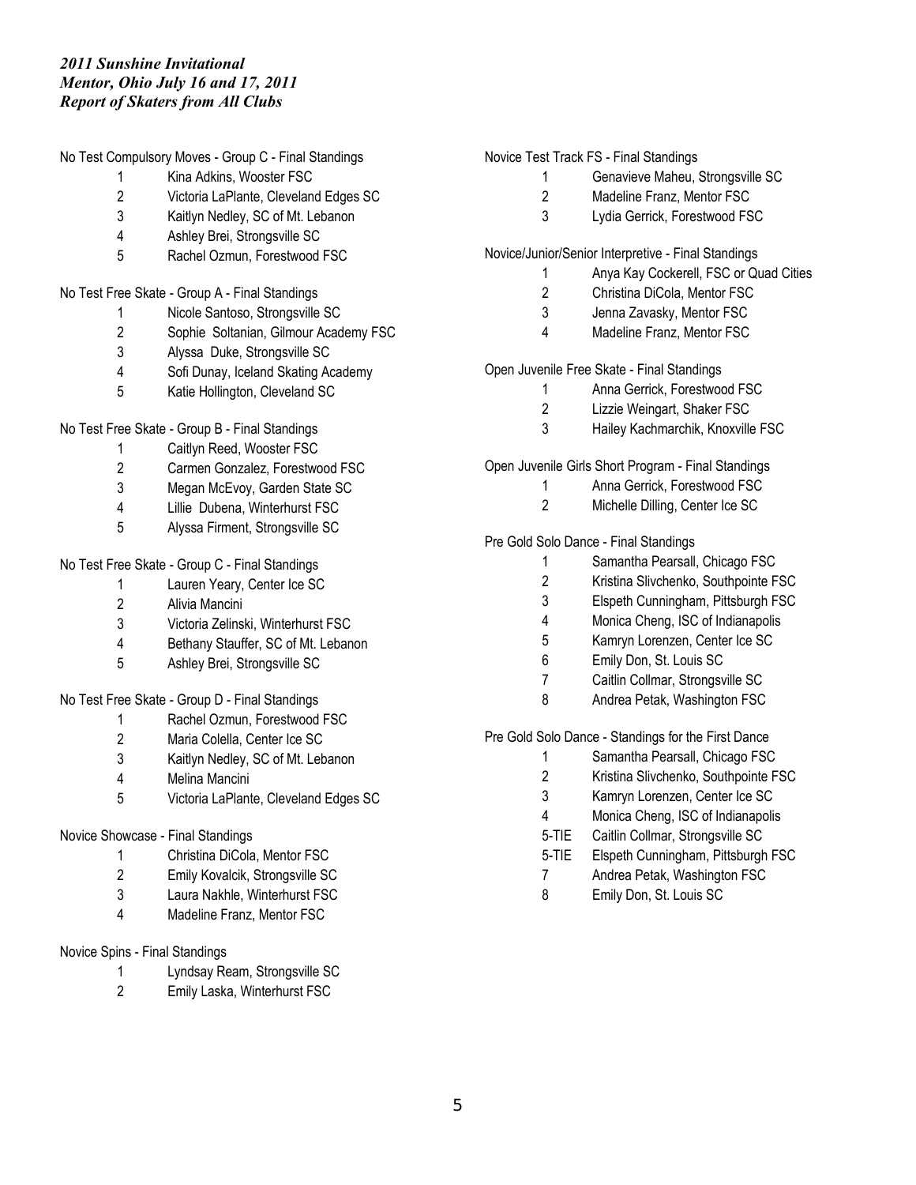*2011 Sunshine Invitational*
*Mentor, Ohio July 16 and 17, 2011*
*Report of Skaters from All Clubs*

No Test Compulsory Moves - Group C - Final Standings

1 Kina Adkins, Wooster FSC
2 Victoria LaPlante, Cleveland Edges SC
3 Kaitlyn Nedley, SC of Mt. Lebanon
4 Ashley Brei, Strongsville SC
5 Rachel Ozmun, Forestwood FSC

No Test Free Skate - Group A - Final Standings

1 Nicole Santoso, Strongsville SC
2 Sophie Soltanian, Gilmour Academy FSC
3 Alyssa Duke, Strongsville SC
4 Sofi Dunay, Iceland Skating Academy
5 Katie Hollington, Cleveland SC

No Test Free Skate - Group B - Final Standings

1 Caitlyn Reed, Wooster FSC
2 Carmen Gonzalez, Forestwood FSC
3 Megan McEvoy, Garden State SC
4 Lillie Dubena, Winterhurst FSC
5 Alyssa Firment, Strongsville SC

No Test Free Skate - Group C - Final Standings

1 Lauren Yeary, Center Ice SC
2 Alivia Mancini
3 Victoria Zelinski, Winterhurst FSC
4 Bethany Stauffer, SC of Mt. Lebanon
5 Ashley Brei, Strongsville SC

No Test Free Skate - Group D - Final Standings

1 Rachel Ozmun, Forestwood FSC
2 Maria Colella, Center Ice SC
3 Kaitlyn Nedley, SC of Mt. Lebanon
4 Melina Mancini
5 Victoria LaPlante, Cleveland Edges SC

Novice Showcase - Final Standings

1 Christina DiCola, Mentor FSC
2 Emily Kovalcik, Strongsville SC
3 Laura Nakhle, Winterhurst FSC
4 Madeline Franz, Mentor FSC

Novice Spins - Final Standings

1 Lyndsay Ream, Strongsville SC
2 Emily Laska, Winterhurst FSC

Novice Test Track FS - Final Standings

1 Genavieve Maheu, Strongsville SC
2 Madeline Franz, Mentor FSC
3 Lydia Gerrick, Forestwood FSC

Novice/Junior/Senior Interpretive - Final Standings

1 Anya Kay Cockerell, FSC or Quad Cities
2 Christina DiCola, Mentor FSC
3 Jenna Zavasky, Mentor FSC
4 Madeline Franz, Mentor FSC

Open Juvenile Free Skate - Final Standings

1 Anna Gerrick, Forestwood FSC
2 Lizzie Weingart, Shaker FSC
3 Hailey Kachmarchik, Knoxville FSC

Open Juvenile Girls Short Program - Final Standings

1 Anna Gerrick, Forestwood FSC
2 Michelle Dilling, Center Ice SC

Pre Gold Solo Dance - Final Standings

1 Samantha Pearsall, Chicago FSC
2 Kristina Slivchenko, Southpointe FSC
3 Elspeth Cunningham, Pittsburgh FSC
4 Monica Cheng, ISC of Indianapolis
5 Kamryn Lorenzen, Center Ice SC
6 Emily Don, St. Louis SC
7 Caitlin Collmar, Strongsville SC
8 Andrea Petak, Washington FSC

Pre Gold Solo Dance - Standings for the First Dance

1 Samantha Pearsall, Chicago FSC
2 Kristina Slivchenko, Southpointe FSC
3 Kamryn Lorenzen, Center Ice SC
4 Monica Cheng, ISC of Indianapolis
5-TIE Caitlin Collmar, Strongsville SC
5-TIE Elspeth Cunningham, Pittsburgh FSC
7 Andrea Petak, Washington FSC
8 Emily Don, St. Louis SC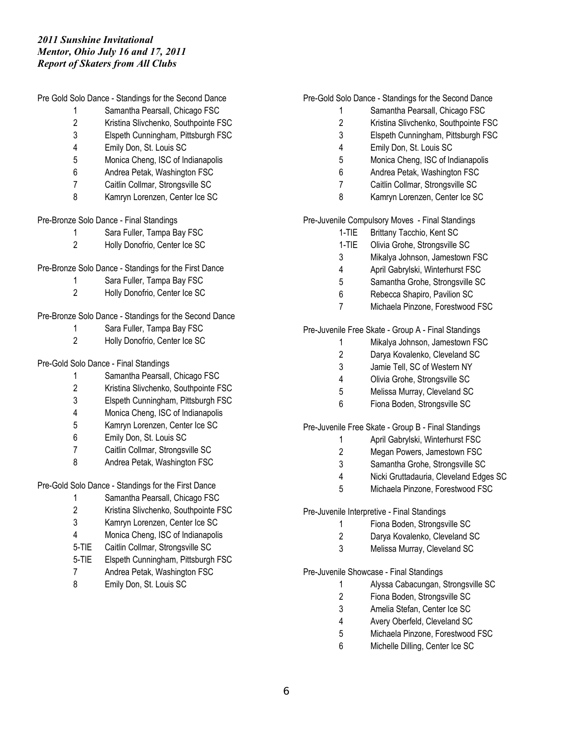*2011 Sunshine Invitational*
*Mentor, Ohio July 16 and 17, 2011*
*Report of Skaters from All Clubs*

Pre Gold Solo Dance - Standings for the Second Dance

| | |
|---|---|
| 1 | Samantha Pearsall, Chicago FSC |
| 2 | Kristina Slivchenko, Southpointe FSC |
| 3 | Elspeth Cunningham, Pittsburgh FSC |
| 4 | Emily Don, St. Louis SC |
| 5 | Monica Cheng, ISC of Indianapolis |
| 6 | Andrea Petak, Washington FSC |
| 7 | Caitlin Collmar, Strongsville SC |
| 8 | Kamryn Lorenzen, Center Ice SC |

Pre-Bronze Solo Dance - Final Standings

| | |
|---|---|
| 1 | Sara Fuller, Tampa Bay FSC |
| 2 | Holly Donofrio, Center Ice SC |

Pre-Bronze Solo Dance - Standings for the First Dance

| | |
|---|---|
| 1 | Sara Fuller, Tampa Bay FSC |
| 2 | Holly Donofrio, Center Ice SC |

Pre-Bronze Solo Dance - Standings for the Second Dance

| | |
|---|---|
| 1 | Sara Fuller, Tampa Bay FSC |
| 2 | Holly Donofrio, Center Ice SC |

Pre-Gold Solo Dance - Final Standings

| | |
|---|---|
| 1 | Samantha Pearsall, Chicago FSC |
| 2 | Kristina Slivchenko, Southpointe FSC |
| 3 | Elspeth Cunningham, Pittsburgh FSC |
| 4 | Monica Cheng, ISC of Indianapolis |
| 5 | Kamryn Lorenzen, Center Ice SC |
| 6 | Emily Don, St. Louis SC |
| 7 | Caitlin Collmar, Strongsville SC |
| 8 | Andrea Petak, Washington FSC |

Pre-Gold Solo Dance - Standings for the First Dance

| | |
|---|---|
| 1 | Samantha Pearsall, Chicago FSC |
| 2 | Kristina Slivchenko, Southpointe FSC |
| 3 | Kamryn Lorenzen, Center Ice SC |
| 4 | Monica Cheng, ISC of Indianapolis |
| 5-TIE | Caitlin Collmar, Strongsville SC |
| 5-TIE | Elspeth Cunningham, Pittsburgh FSC |
| 7 | Andrea Petak, Washington FSC |
| 8 | Emily Don, St. Louis SC |

Pre-Gold Solo Dance - Standings for the Second Dance

| | |
|---|---|
| 1 | Samantha Pearsall, Chicago FSC |
| 2 | Kristina Slivchenko, Southpointe FSC |
| 3 | Elspeth Cunningham, Pittsburgh FSC |
| 4 | Emily Don, St. Louis SC |
| 5 | Monica Cheng, ISC of Indianapolis |
| 6 | Andrea Petak, Washington FSC |
| 7 | Caitlin Collmar, Strongsville SC |
| 8 | Kamryn Lorenzen, Center Ice SC |

Pre-Juvenile Compulsory Moves - Final Standings

| | |
|---|---|
| 1-TIE | Brittany Tacchio, Kent SC |
| 1-TIE | Olivia Grohe, Strongsville SC |
| 3 | Mikalya Johnson, Jamestown FSC |
| 4 | April Gabrylski, Winterhurst FSC |
| 5 | Samantha Grohe, Strongsville SC |
| 6 | Rebecca Shapiro, Pavilion SC |
| 7 | Michaela Pinzone, Forestwood FSC |

Pre-Juvenile Free Skate - Group A - Final Standings

| | |
|---|---|
| 1 | Mikalya Johnson, Jamestown FSC |
| 2 | Darya Kovalenko, Cleveland SC |
| 3 | Jamie Tell, SC of Western NY |
| 4 | Olivia Grohe, Strongsville SC |
| 5 | Melissa Murray, Cleveland SC |
| 6 | Fiona Boden, Strongsville SC |

Pre-Juvenile Free Skate - Group B - Final Standings

| | |
|---|---|
| 1 | April Gabrylski, Winterhurst FSC |
| 2 | Megan Powers, Jamestown FSC |
| 3 | Samantha Grohe, Strongsville SC |
| 4 | Nicki Gruttadauria, Cleveland Edges SC |
| 5 | Michaela Pinzone, Forestwood FSC |

Pre-Juvenile Interpretive - Final Standings

| | |
|---|---|
| 1 | Fiona Boden, Strongsville SC |
| 2 | Darya Kovalenko, Cleveland SC |
| 3 | Melissa Murray, Cleveland SC |

Pre-Juvenile Showcase - Final Standings

| | |
|---|---|
| 1 | Alyssa Cabacungan, Strongsville SC |
| 2 | Fiona Boden, Strongsville SC |
| 3 | Amelia Stefan, Center Ice SC |
| 4 | Avery Oberfeld, Cleveland SC |
| 5 | Michaela Pinzone, Forestwood FSC |
| 6 | Michelle Dilling, Center Ice SC |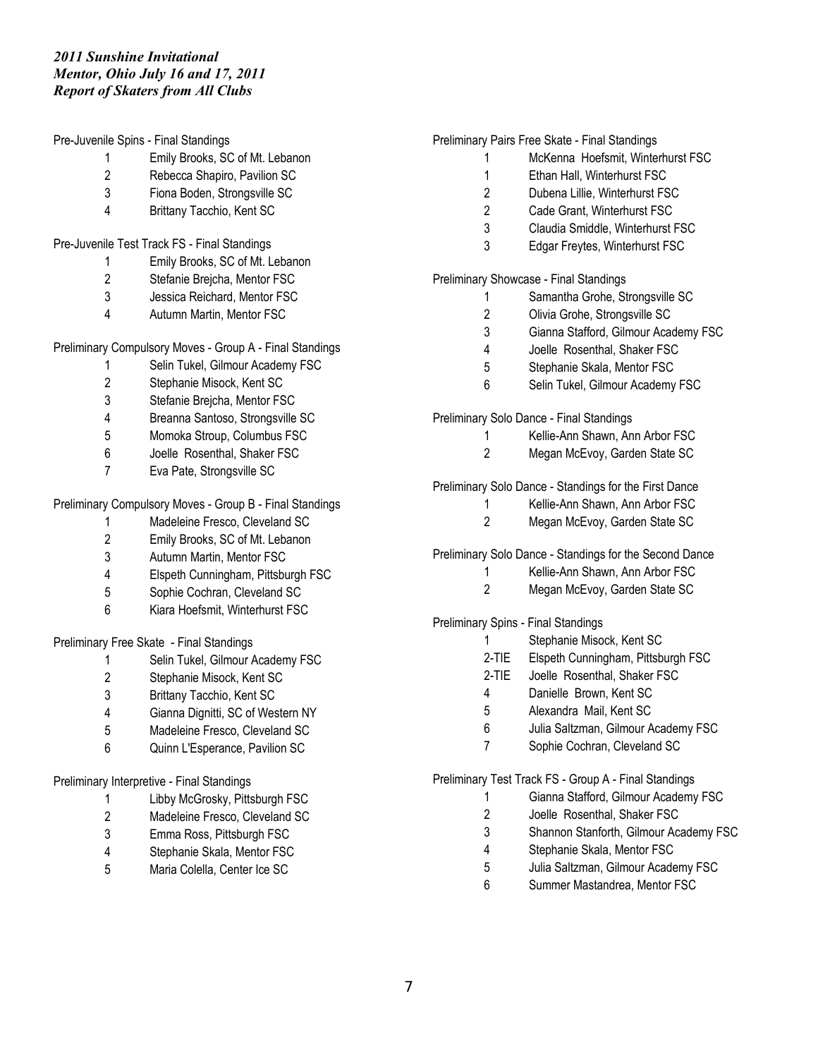*2011 Sunshine Invitational*
*Mentor, Ohio July 16 and 17, 2011*
*Report of Skaters from All Clubs*

Pre-Juvenile Spins - Final Standings

| | |
|---|---|
| 1 | Emily Brooks, SC of Mt. Lebanon |
| 2 | Rebecca Shapiro, Pavilion SC |
| 3 | Fiona Boden, Strongsville SC |
| 4 | Brittany Tacchio, Kent SC |

Pre-Juvenile Test Track FS - Final Standings

| | |
|---|---|
| 1 | Emily Brooks, SC of Mt. Lebanon |
| 2 | Stefanie Brejcha, Mentor FSC |
| 3 | Jessica Reichard, Mentor FSC |
| 4 | Autumn Martin, Mentor FSC |

Preliminary Compulsory Moves - Group A - Final Standings

| | |
|---|---|
| 1 | Selin Tukel, Gilmour Academy FSC |
| 2 | Stephanie Misock, Kent SC |
| 3 | Stefanie Brejcha, Mentor FSC |
| 4 | Breanna Santoso, Strongsville SC |
| 5 | Momoka Stroup, Columbus FSC |
| 6 | Joelle Rosenthal, Shaker FSC |
| 7 | Eva Pate, Strongsville SC |

Preliminary Compulsory Moves - Group B - Final Standings

| | |
|---|---|
| 1 | Madeleine Fresco, Cleveland SC |
| 2 | Emily Brooks, SC of Mt. Lebanon |
| 3 | Autumn Martin, Mentor FSC |
| 4 | Elspeth Cunningham, Pittsburgh FSC |
| 5 | Sophie Cochran, Cleveland SC |
| 6 | Kiara Hoefsmit, Winterhurst FSC |

Preliminary Free Skate - Final Standings

| | |
|---|---|
| 1 | Selin Tukel, Gilmour Academy FSC |
| 2 | Stephanie Misock, Kent SC |
| 3 | Brittany Tacchio, Kent SC |
| 4 | Gianna Dignitti, SC of Western NY |
| 5 | Madeleine Fresco, Cleveland SC |
| 6 | Quinn L'Esperance, Pavilion SC |

Preliminary Interpretive - Final Standings

| | |
|---|---|
| 1 | Libby McGrosky, Pittsburgh FSC |
| 2 | Madeleine Fresco, Cleveland SC |
| 3 | Emma Ross, Pittsburgh FSC |
| 4 | Stephanie Skala, Mentor FSC |
| 5 | Maria Colella, Center Ice SC |

Preliminary Pairs Free Skate - Final Standings

| | |
|---|---|
| 1 | McKenna Hoefsmit, Winterhurst FSC |
| 1 | Ethan Hall, Winterhurst FSC |
| 2 | Dubena Lillie, Winterhurst FSC |
| 2 | Cade Grant, Winterhurst FSC |
| 3 | Claudia Smiddle, Winterhurst FSC |
| 3 | Edgar Freytes, Winterhurst FSC |

Preliminary Showcase - Final Standings

| | |
|---|---|
| 1 | Samantha Grohe, Strongsville SC |
| 2 | Olivia Grohe, Strongsville SC |
| 3 | Gianna Stafford, Gilmour Academy FSC |
| 4 | Joelle Rosenthal, Shaker FSC |
| 5 | Stephanie Skala, Mentor FSC |
| 6 | Selin Tukel, Gilmour Academy FSC |

Preliminary Solo Dance - Final Standings

| | |
|---|---|
| 1 | Kellie-Ann Shawn, Ann Arbor FSC |
| 2 | Megan McEvoy, Garden State SC |

Preliminary Solo Dance - Standings for the First Dance

| | |
|---|---|
| 1 | Kellie-Ann Shawn, Ann Arbor FSC |
| 2 | Megan McEvoy, Garden State SC |

Preliminary Solo Dance - Standings for the Second Dance

| | |
|---|---|
| 1 | Kellie-Ann Shawn, Ann Arbor FSC |
| 2 | Megan McEvoy, Garden State SC |

Preliminary Spins - Final Standings

| | |
|---|---|
| 1 | Stephanie Misock, Kent SC |
| 2-TIE | Elspeth Cunningham, Pittsburgh FSC |
| 2-TIE | Joelle Rosenthal, Shaker FSC |
| 4 | Danielle Brown, Kent SC |
| 5 | Alexandra Mail, Kent SC |
| 6 | Julia Saltzman, Gilmour Academy FSC |
| 7 | Sophie Cochran, Cleveland SC |

Preliminary Test Track FS - Group A - Final Standings

| | |
|---|---|
| 1 | Gianna Stafford, Gilmour Academy FSC |
| 2 | Joelle Rosenthal, Shaker FSC |
| 3 | Shannon Stanforth, Gilmour Academy FSC |
| 4 | Stephanie Skala, Mentor FSC |
| 5 | Julia Saltzman, Gilmour Academy FSC |
| 6 | Summer Mastandrea, Mentor FSC |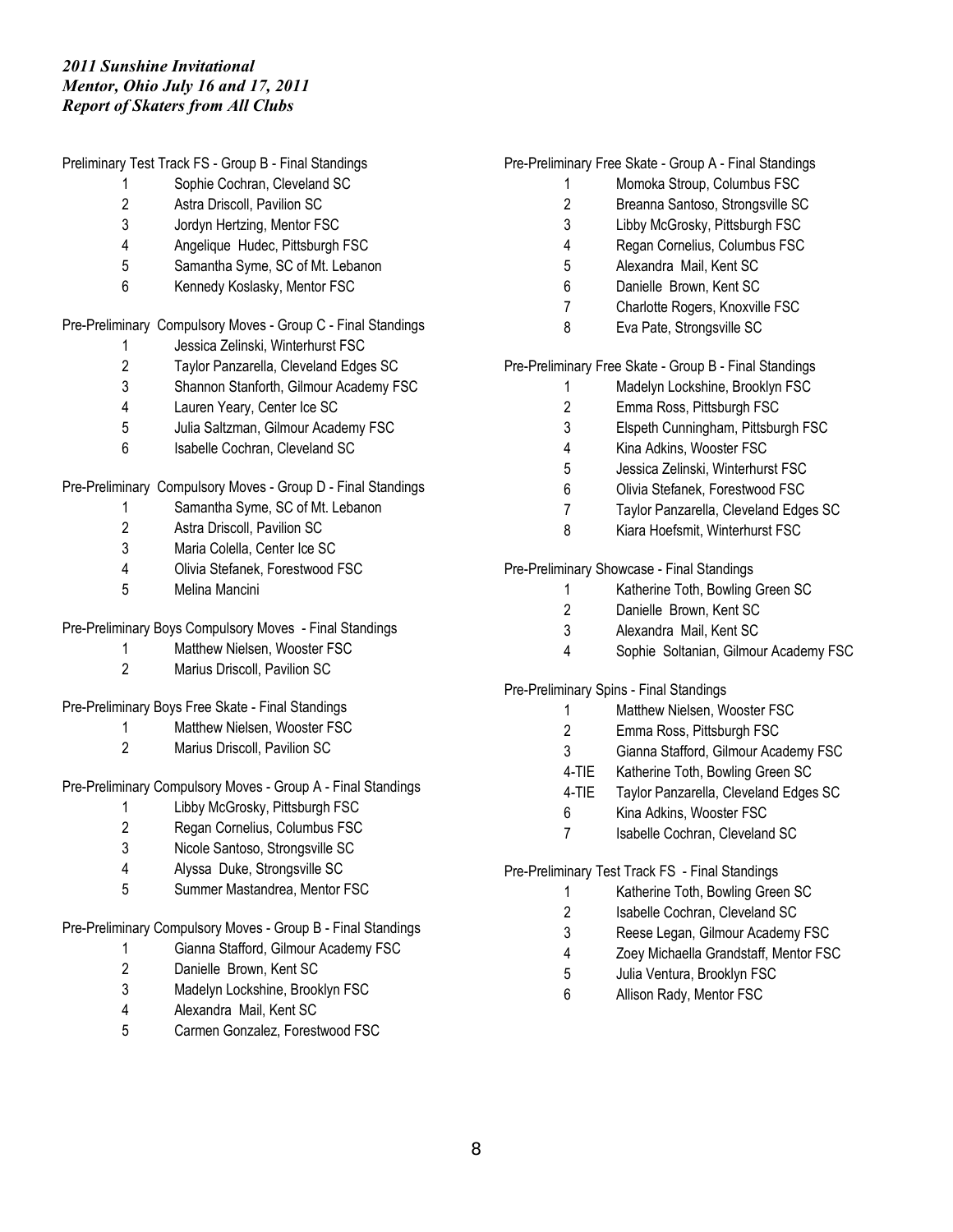*2011 Sunshine Invitational*
*Mentor, Ohio July 16 and 17, 2011*
*Report of Skaters from All Clubs*

Preliminary Test Track FS - Group B - Final Standings

| | |
|---|---|
| 1 | Sophie Cochran, Cleveland SC |
| 2 | Astra Driscoll, Pavilion SC |
| 3 | Jordyn Hertzing, Mentor FSC |
| 4 | Angelique Hudec, Pittsburgh FSC |
| 5 | Samantha Syme, SC of Mt. Lebanon |
| 6 | Kennedy Koslasky, Mentor FSC |

Pre-Preliminary Compulsory Moves - Group C - Final Standings

| | |
|---|---|
| 1 | Jessica Zelinski, Winterhurst FSC |
| 2 | Taylor Panzarella, Cleveland Edges SC |
| 3 | Shannon Stanforth, Gilmour Academy FSC |
| 4 | Lauren Yeary, Center Ice SC |
| 5 | Julia Saltzman, Gilmour Academy FSC |
| 6 | Isabelle Cochran, Cleveland SC |

Pre-Preliminary Compulsory Moves - Group D - Final Standings

| | |
|---|---|
| 1 | Samantha Syme, SC of Mt. Lebanon |
| 2 | Astra Driscoll, Pavilion SC |
| 3 | Maria Colella, Center Ice SC |
| 4 | Olivia Stefanek, Forestwood FSC |
| 5 | Melina Mancini |

Pre-Preliminary Boys Compulsory Moves - Final Standings

| | |
|---|---|
| 1 | Matthew Nielsen, Wooster FSC |
| 2 | Marius Driscoll, Pavilion SC |

Pre-Preliminary Boys Free Skate - Final Standings

| | |
|---|---|
| 1 | Matthew Nielsen, Wooster FSC |
| 2 | Marius Driscoll, Pavilion SC |

Pre-Preliminary Compulsory Moves - Group A - Final Standings

| | |
|---|---|
| 1 | Libby McGrosky, Pittsburgh FSC |
| 2 | Regan Cornelius, Columbus FSC |
| 3 | Nicole Santoso, Strongsville SC |
| 4 | Alyssa Duke, Strongsville SC |
| 5 | Summer Mastandrea, Mentor FSC |

Pre-Preliminary Compulsory Moves - Group B - Final Standings

| | |
|---|---|
| 1 | Gianna Stafford, Gilmour Academy FSC |
| 2 | Danielle Brown, Kent SC |
| 3 | Madelyn Lockshine, Brooklyn FSC |
| 4 | Alexandra Mail, Kent SC |
| 5 | Carmen Gonzalez, Forestwood FSC |

Pre-Preliminary Free Skate - Group A - Final Standings

| | |
|---|---|
| 1 | Momoka Stroup, Columbus FSC |
| 2 | Breanna Santoso, Strongsville SC |
| 3 | Libby McGrosky, Pittsburgh FSC |
| 4 | Regan Cornelius, Columbus FSC |
| 5 | Alexandra Mail, Kent SC |
| 6 | Danielle Brown, Kent SC |
| 7 | Charlotte Rogers, Knoxville FSC |
| 8 | Eva Pate, Strongsville SC |

Pre-Preliminary Free Skate - Group B - Final Standings

| | |
|---|---|
| 1 | Madelyn Lockshine, Brooklyn FSC |
| 2 | Emma Ross, Pittsburgh FSC |
| 3 | Elspeth Cunningham, Pittsburgh FSC |
| 4 | Kina Adkins, Wooster FSC |
| 5 | Jessica Zelinski, Winterhurst FSC |
| 6 | Olivia Stefanek, Forestwood FSC |
| 7 | Taylor Panzarella, Cleveland Edges SC |
| 8 | Kiara Hoefsmit, Winterhurst FSC |

Pre-Preliminary Showcase - Final Standings

| | |
|---|---|
| 1 | Katherine Toth, Bowling Green SC |
| 2 | Danielle Brown, Kent SC |
| 3 | Alexandra Mail, Kent SC |
| 4 | Sophie Soltanian, Gilmour Academy FSC |

Pre-Preliminary Spins - Final Standings

| | |
|---|---|
| 1 | Matthew Nielsen, Wooster FSC |
| 2 | Emma Ross, Pittsburgh FSC |
| 3 | Gianna Stafford, Gilmour Academy FSC |
| 4-TIE | Katherine Toth, Bowling Green SC |
| 4-TIE | Taylor Panzarella, Cleveland Edges SC |
| 6 | Kina Adkins, Wooster FSC |
| 7 | Isabelle Cochran, Cleveland SC |

Pre-Preliminary Test Track FS - Final Standings

| | |
|---|---|
| 1 | Katherine Toth, Bowling Green SC |
| 2 | Isabelle Cochran, Cleveland SC |
| 3 | Reese Legan, Gilmour Academy FSC |
| 4 | Zoey Michaella Grandstaff, Mentor FSC |
| 5 | Julia Ventura, Brooklyn FSC |
| 6 | Allison Rady, Mentor FSC |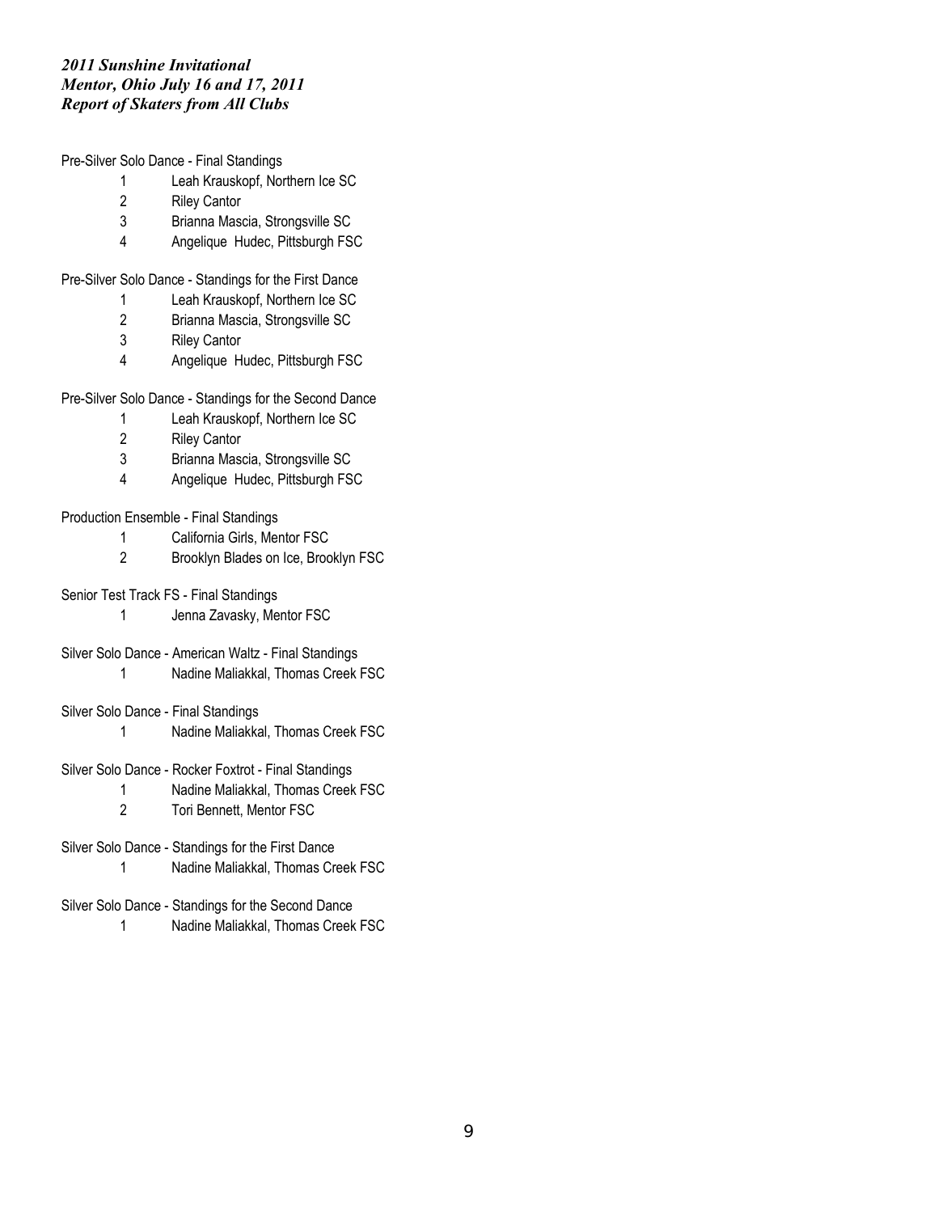*2011 Sunshine Invitational*
*Mentor, Ohio July 16 and 17, 2011*
*Report of Skaters from All Clubs*

Pre-Silver Solo Dance - Final Standings

1. Leah Krauskopf, Northern Ice SC
2. Riley Cantor
3. Brianna Mascia, Strongsville SC
4. Angelique Hudec, Pittsburgh FSC

Pre-Silver Solo Dance - Standings for the First Dance

1. Leah Krauskopf, Northern Ice SC
2. Brianna Mascia, Strongsville SC
3. Riley Cantor
4. Angelique Hudec, Pittsburgh FSC

Pre-Silver Solo Dance - Standings for the Second Dance

1. Leah Krauskopf, Northern Ice SC
2. Riley Cantor
3. Brianna Mascia, Strongsville SC
4. Angelique Hudec, Pittsburgh FSC

Production Ensemble - Final Standings

1. California Girls, Mentor FSC
2. Brooklyn Blades on Ice, Brooklyn FSC

Senior Test Track FS - Final Standings

1. Jenna Zavasky, Mentor FSC

Silver Solo Dance - American Waltz - Final Standings

1. Nadine Maliakkal, Thomas Creek FSC

Silver Solo Dance - Final Standings

1. Nadine Maliakkal, Thomas Creek FSC

Silver Solo Dance - Rocker Foxtrot - Final Standings

1. Nadine Maliakkal, Thomas Creek FSC
2. Tori Bennett, Mentor FSC

Silver Solo Dance - Standings for the First Dance

1. Nadine Maliakkal, Thomas Creek FSC

Silver Solo Dance - Standings for the Second Dance

1. Nadine Maliakkal, Thomas Creek FSC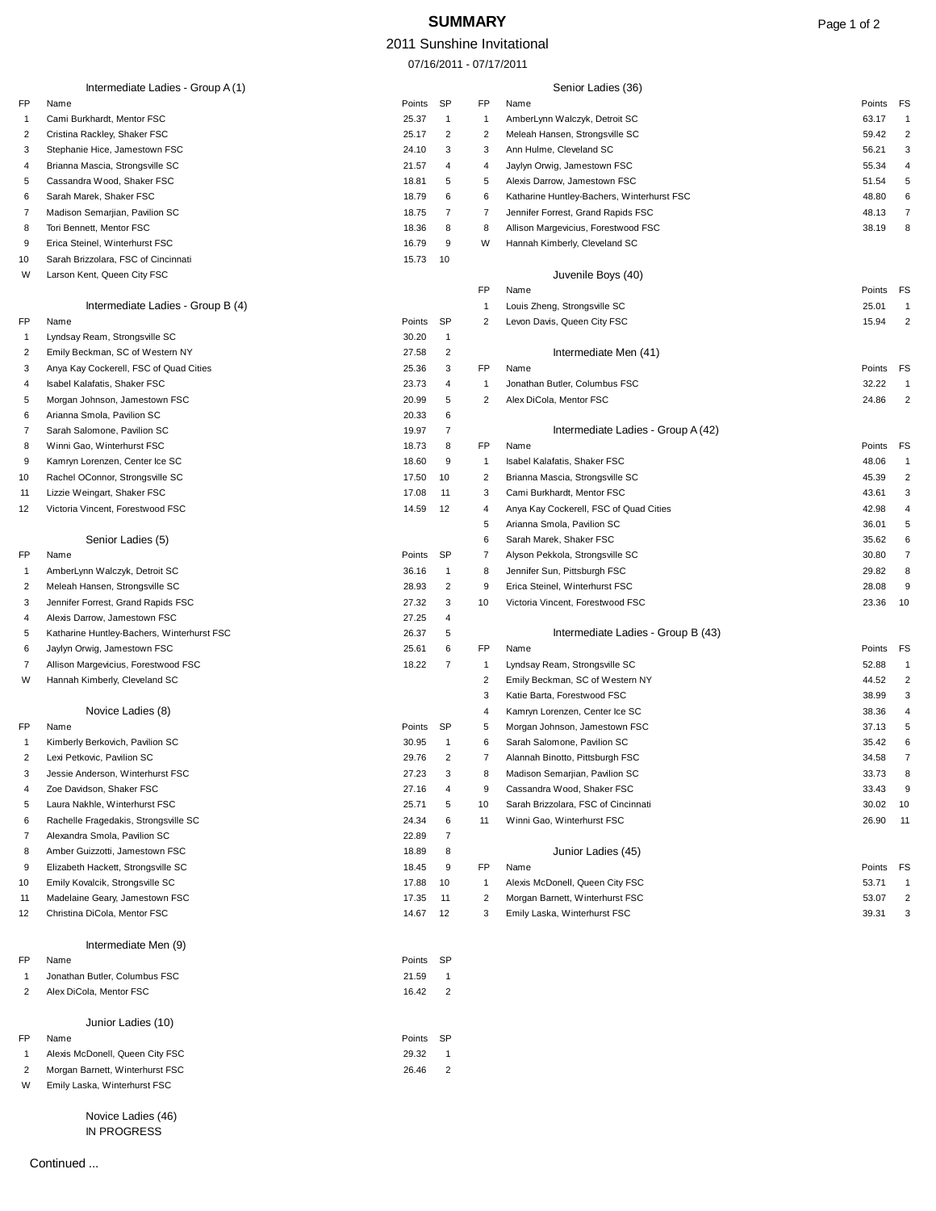# SUMMARY

2011 Sunshine Invitational

07/16/2011 - 07/17/2011

### Intermediate Ladies - Group A (1)

| FP | Name | Points | SP |
|---|---|---|---|
| 1 | Cami Burkhardt, Mentor FSC | 25.37 | 1 |
| 2 | Cristina Rackley, Shaker FSC | 25.17 | 2 |
| 3 | Stephanie Hice, Jamestown FSC | 24.10 | 3 |
| 4 | Brianna Mascia, Strongsville SC | 21.57 | 4 |
| 5 | Cassandra Wood, Shaker FSC | 18.81 | 5 |
| 6 | Sarah Marek, Shaker FSC | 18.79 | 6 |
| 7 | Madison Semarjian, Pavilion SC | 18.75 | 7 |
| 8 | Tori Bennett, Mentor FSC | 18.36 | 8 |
| 9 | Erica Steinel, Winterhurst FSC | 16.79 | 9 |
| 10 | Sarah Brizzolara, FSC of Cincinnati | 15.73 | 10 |
| W | Larson Kent, Queen City FSC | | |

### Intermediate Ladies - Group B (4)

| FP | Name | Points | SP |
|---|---|---|---|
| 1 | Lyndsay Ream, Strongsville SC | 30.20 | 1 |
| 2 | Emily Beckman, SC of Western NY | 27.58 | 2 |
| 3 | Anya Kay Cockerell, FSC of Quad Cities | 25.36 | 3 |
| 4 | Isabel Kalafatis, Shaker FSC | 23.73 | 4 |
| 5 | Morgan Johnson, Jamestown FSC | 20.99 | 5 |
| 6 | Arianna Smola, Pavilion SC | 20.33 | 6 |
| 7 | Sarah Salomone, Pavilion SC | 19.97 | 7 |
| 8 | Winni Gao, Winterhurst FSC | 18.73 | 8 |
| 9 | Kamryn Lorenzen, Center Ice SC | 18.60 | 9 |
| 10 | Rachel OConnor, Strongsville SC | 17.50 | 10 |
| 11 | Lizzie Weingart, Shaker FSC | 17.08 | 11 |
| 12 | Victoria Vincent, Forestwood FSC | 14.59 | 12 |

### Senior Ladies (5)

| FP | Name | Points | SP |
|---|---|---|---|
| 1 | AmberLynn Walczyk, Detroit SC | 36.16 | 1 |
| 2 | Meleah Hansen, Strongsville SC | 28.93 | 2 |
| 3 | Jennifer Forrest, Grand Rapids FSC | 27.32 | 3 |
| 4 | Alexis Darrow, Jamestown FSC | 27.25 | 4 |
| 5 | Katharine Huntley-Bachers, Winterhurst FSC | 26.37 | 5 |
| 6 | Jaylyn Orwig, Jamestown FSC | 25.61 | 6 |
| 7 | Allison Margevicius, Forestwood FSC | 18.22 | 7 |
| W | Hannah Kimberly, Cleveland SC | | |

### Novice Ladies (8)

| FP | Name | Points | SP |
|---|---|---|---|
| 1 | Kimberly Berkovich, Pavilion SC | 30.95 | 1 |
| 2 | Lexi Petkovic, Pavilion SC | 29.76 | 2 |
| 3 | Jessie Anderson, Winterhurst FSC | 27.23 | 3 |
| 4 | Zoe Davidson, Shaker FSC | 27.16 | 4 |
| 5 | Laura Nakhle, Winterhurst FSC | 25.71 | 5 |
| 6 | Rachelle Fragedakis, Strongsville SC | 24.34 | 6 |
| 7 | Alexandra Smola, Pavilion SC | 22.89 | 7 |
| 8 | Amber Guizzotti, Jamestown FSC | 18.89 | 8 |
| 9 | Elizabeth Hackett, Strongsville SC | 18.45 | 9 |
| 10 | Emily Kovalcik, Strongsville SC | 17.88 | 10 |
| 11 | Madelaine Geary, Jamestown FSC | 17.35 | 11 |
| 12 | Christina DiCola, Mentor FSC | 14.67 | 12 |

### Intermediate Men (9)

| FP | Name | Points | SP |
|---|---|---|---|
| 1 | Jonathan Butler, Columbus FSC | 21.59 | 1 |
| 2 | Alex DiCola, Mentor FSC | 16.42 | 2 |

### Junior Ladies (10)

| FP | Name | Points | SP |
|---|---|---|---|
| 1 | Alexis McDonell, Queen City FSC | 29.32 | 1 |
| 2 | Morgan Barnett, Winterhurst FSC | 26.46 | 2 |
| W | Emily Laska, Winterhurst FSC | | |

### Novice Ladies (46)

IN PROGRESS

### Senior Ladies (36)

| FP | Name | Points | FS |
|---|---|---|---|
| 1 | AmberLynn Walczyk, Detroit SC | 63.17 | 1 |
| 2 | Meleah Hansen, Strongsville SC | 59.42 | 2 |
| 3 | Ann Hulme, Cleveland SC | 56.21 | 3 |
| 4 | Jaylyn Orwig, Jamestown FSC | 55.34 | 4 |
| 5 | Alexis Darrow, Jamestown FSC | 51.54 | 5 |
| 6 | Katharine Huntley-Bachers, Winterhurst FSC | 48.80 | 6 |
| 7 | Jennifer Forrest, Grand Rapids FSC | 48.13 | 7 |
| 8 | Allison Margevicius, Forestwood FSC | 38.19 | 8 |
| W | Hannah Kimberly, Cleveland SC | | |

### Juvenile Boys (40)

| FP | Name | Points | FS |
|---|---|---|---|
| 1 | Louis Zheng, Strongsville SC | 25.01 | 1 |
| 2 | Levon Davis, Queen City FSC | 15.94 | 2 |

### Intermediate Men (41)

| FP | Name | Points | FS |
|---|---|---|---|
| 1 | Jonathan Butler, Columbus FSC | 32.22 | 1 |
| 2 | Alex DiCola, Mentor FSC | 24.86 | 2 |

### Intermediate Ladies - Group A (42)

| FP | Name | Points | FS |
|---|---|---|---|
| 1 | Isabel Kalafatis, Shaker FSC | 48.06 | 1 |
| 2 | Brianna Mascia, Strongsville SC | 45.39 | 2 |
| 3 | Cami Burkhardt, Mentor FSC | 43.61 | 3 |
| 4 | Anya Kay Cockerell, FSC of Quad Cities | 42.98 | 4 |
| 5 | Arianna Smola, Pavilion SC | 36.01 | 5 |
| 6 | Sarah Marek, Shaker FSC | 35.62 | 6 |
| 7 | Alyson Pekkola, Strongsville SC | 30.80 | 7 |
| 8 | Jennifer Sun, Pittsburgh FSC | 29.82 | 8 |
| 9 | Erica Steinel, Winterhurst FSC | 28.08 | 9 |
| 10 | Victoria Vincent, Forestwood FSC | 23.36 | 10 |

### Intermediate Ladies - Group B (43)

| FP | Name | Points | FS |
|---|---|---|---|
| 1 | Lyndsay Ream, Strongsville SC | 52.88 | 1 |
| 2 | Emily Beckman, SC of Western NY | 44.52 | 2 |
| 3 | Katie Barta, Forestwood FSC | 38.99 | 3 |
| 4 | Kamryn Lorenzen, Center Ice SC | 38.36 | 4 |
| 5 | Morgan Johnson, Jamestown FSC | 37.13 | 5 |
| 6 | Sarah Salomone, Pavilion SC | 35.42 | 6 |
| 7 | Alannah Binotto, Pittsburgh FSC | 34.58 | 7 |
| 8 | Madison Semarjian, Pavilion SC | 33.73 | 8 |
| 9 | Cassandra Wood, Shaker FSC | 33.43 | 9 |
| 10 | Sarah Brizzolara, FSC of Cincinnati | 30.02 | 10 |
| 11 | Winni Gao, Winterhurst FSC | 26.90 | 11 |

### Junior Ladies (45)

| FP | Name | Points | FS |
|---|---|---|---|
| 1 | Alexis McDonell, Queen City FSC | 53.71 | 1 |
| 2 | Morgan Barnett, Winterhurst FSC | 53.07 | 2 |
| 3 | Emily Laska, Winterhurst FSC | 39.31 | 3 |

Continued ...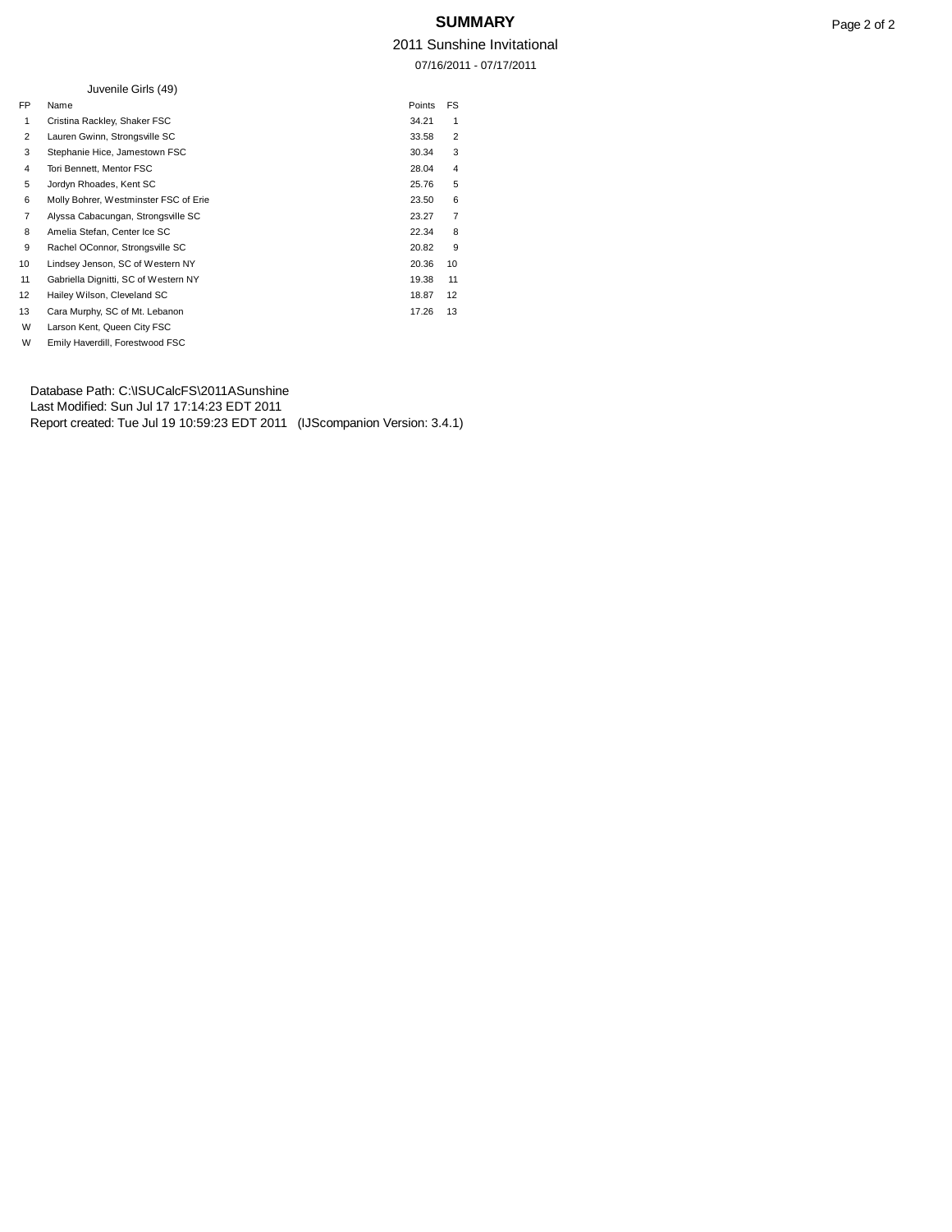# SUMMARY

2011 Sunshine Invitational

07/16/2011 - 07/17/2011

Juvenile Girls (49)

| FP | Name | Points | FS |
|---|---|---|---|
| 1 | Cristina Rackley, Shaker FSC | 34.21 | 1 |
| 2 | Lauren Gwinn, Strongsville SC | 33.58 | 2 |
| 3 | Stephanie Hice, Jamestown FSC | 30.34 | 3 |
| 4 | Tori Bennett, Mentor FSC | 28.04 | 4 |
| 5 | Jordyn Rhoades, Kent SC | 25.76 | 5 |
| 6 | Molly Bohrer, Westminster FSC of Erie | 23.50 | 6 |
| 7 | Alyssa Cabacungan, Strongsville SC | 23.27 | 7 |
| 8 | Amelia Stefan, Center Ice SC | 22.34 | 8 |
| 9 | Rachel OConnor, Strongsville SC | 20.82 | 9 |
| 10 | Lindsey Jenson, SC of Western NY | 20.36 | 10 |
| 11 | Gabriella Dignitti, SC of Western NY | 19.38 | 11 |
| 12 | Hailey Wilson, Cleveland SC | 18.87 | 12 |
| 13 | Cara Murphy, SC of Mt. Lebanon | 17.26 | 13 |
| W | Larson Kent, Queen City FSC | | |
| W | Emily Haverdill, Forestwood FSC | | |

Database Path: C:\ISUCalcFS\2011ASunshine
Last Modified: Sun Jul 17 17:14:23 EDT 2011
Report created: Tue Jul 19 10:59:23 EDT 2011 (IJScompanion Version: 3.4.1)